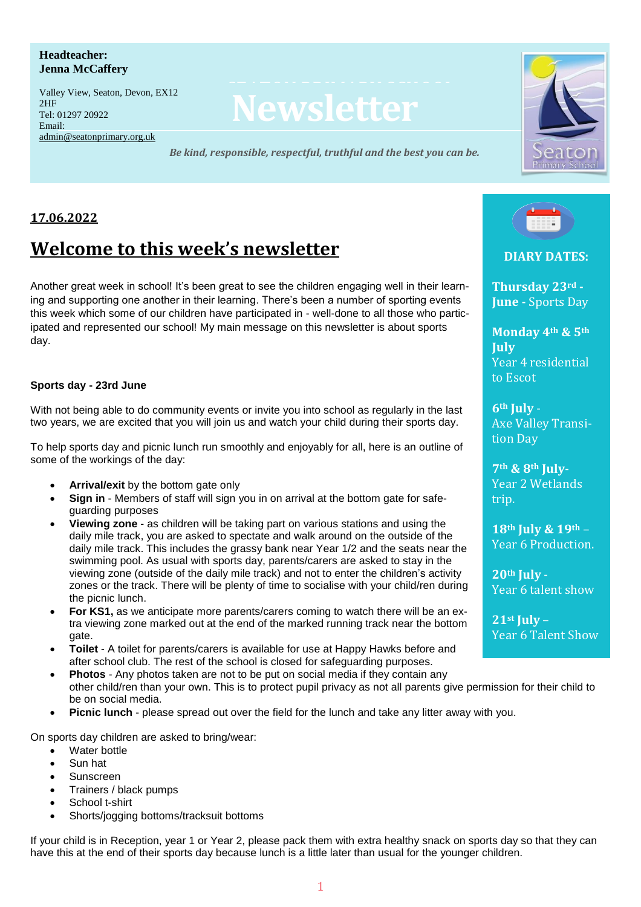**Headteacher:**
**Jenna McCaffery**

Valley View, Seaton, Devon, EX12 2HF
Tel: 01297 20922
Email: admin@seatonprimary.org.uk

# Newsletter

*Be kind, responsible, respectful, truthful and the best you can be.*

Seaton Primary School

**17.06.2022**

## Welcome to this week's newsletter

Another great week in school! It's been great to see the children engaging well in their learning and supporting one another in their learning. There's been a number of sporting events this week which some of our children have participated in - well-done to all those who participated and represented our school! My main message on this newsletter is about sports day.

**Sports day - 23rd June**

With not being able to do community events or invite you into school as regularly in the last two years, we are excited that you will join us and watch your child during their sports day.

To help sports day and picnic lunch run smoothly and enjoyably for all, here is an outline of some of the workings of the day:

- **Arrival/exit** by the bottom gate only
- **Sign in** - Members of staff will sign you in on arrival at the bottom gate for safeguarding purposes
- **Viewing zone** - as children will be taking part on various stations and using the daily mile track, you are asked to spectate and walk around on the outside of the daily mile track. This includes the grassy bank near Year 1/2 and the seats near the swimming pool. As usual with sports day, parents/carers are asked to stay in the viewing zone (outside of the daily mile track) and not to enter the children's activity zones or the track. There will be plenty of time to socialise with your child/ren during the picnic lunch.
- **For KS1,** as we anticipate more parents/carers coming to watch there will be an extra viewing zone marked out at the end of the marked running track near the bottom gate.
- **Toilet** - A toilet for parents/carers is available for use at Happy Hawks before and after school club. The rest of the school is closed for safeguarding purposes.
- **Photos** - Any photos taken are not to be put on social media if they contain any other child/ren than your own. This is to protect pupil privacy as not all parents give permission for their child to be on social media.
- **Picnic lunch** - please spread out over the field for the lunch and take any litter away with you.

On sports day children are asked to bring/wear:

- Water bottle
- Sun hat
- Sunscreen
- Trainers / black pumps
- School t-shirt
- Shorts/jogging bottoms/tracksuit bottoms

If your child is in Reception, year 1 or Year 2, please pack them with extra healthy snack on sports day so that they can have this at the end of their sports day because lunch is a little later than usual for the younger children.

**DIARY DATES:**

**Thursday 23rd - June -** Sports Day

**Monday 4th & 5th July**
Year 4 residential to Escot

**6th July -**
Axe Valley Transition Day

**7th & 8th July-**
Year 2 Wetlands trip.

**18th July & 19th –**
Year 6 Production.

**20th July -**
Year 6 talent show

**21st July –**
Year 6 Talent Show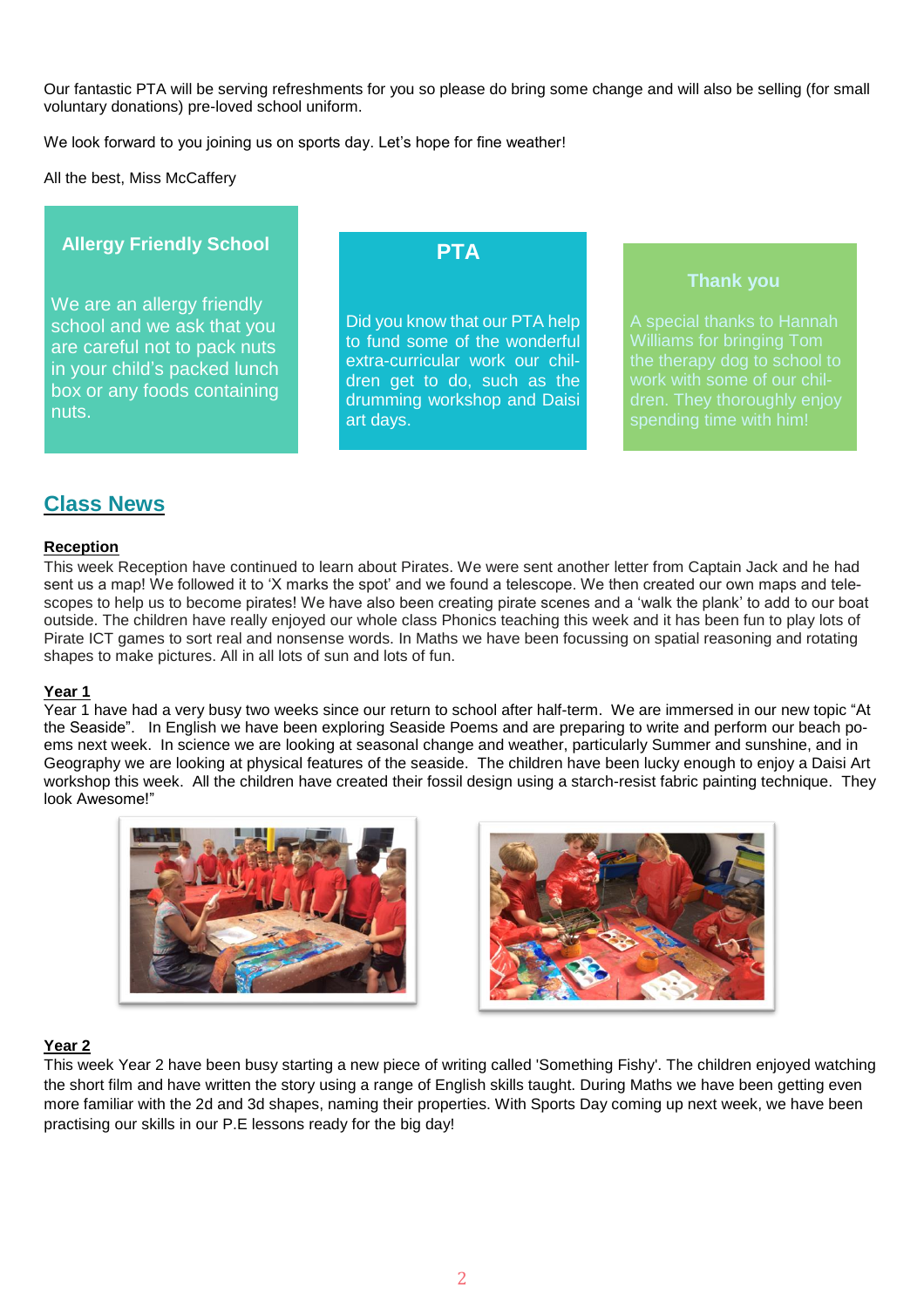Our fantastic PTA will be serving refreshments for you so please do bring some change and will also be selling (for small voluntary donations) pre-loved school uniform.

We look forward to you joining us on sports day. Let's hope for fine weather!

All the best, Miss McCaffery

### Allergy Friendly School

We are an allergy friendly school and we ask that you are careful not to pack nuts in your child's packed lunch box or any foods containing nuts.

### PTA

Did you know that our PTA help to fund some of the wonderful extra-curricular work our children get to do, such as the drumming workshop and Daisi art days.

### Thank you

A special thanks to Hannah Williams for bringing Tom the therapy dog to school to work with some of our children. They thoroughly enjoy spending time with him!

## Class News

### Reception

This week Reception have continued to learn about Pirates. We were sent another letter from Captain Jack and he had sent us a map! We followed it to 'X marks the spot' and we found a telescope. We then created our own maps and telescopes to help us to become pirates! We have also been creating pirate scenes and a 'walk the plank' to add to our boat outside. The children have really enjoyed our whole class Phonics teaching this week and it has been fun to play lots of Pirate ICT games to sort real and nonsense words. In Maths we have been focussing on spatial reasoning and rotating shapes to make pictures. All in all lots of sun and lots of fun.

### Year 1

Year 1 have had a very busy two weeks since our return to school after half-term. We are immersed in our new topic "At the Seaside". In English we have been exploring Seaside Poems and are preparing to write and perform our beach poems next week. In science we are looking at seasonal change and weather, particularly Summer and sunshine, and in Geography we are looking at physical features of the seaside. The children have been lucky enough to enjoy a Daisi Art workshop this week. All the children have created their fossil design using a starch-resist fabric painting technique. They look Awesome!"

### Year 2

This week Year 2 have been busy starting a new piece of writing called 'Something Fishy'. The children enjoyed watching the short film and have written the story using a range of English skills taught. During Maths we have been getting even more familiar with the 2d and 3d shapes, naming their properties. With Sports Day coming up next week, we have been practising our skills in our P.E lessons ready for the big day!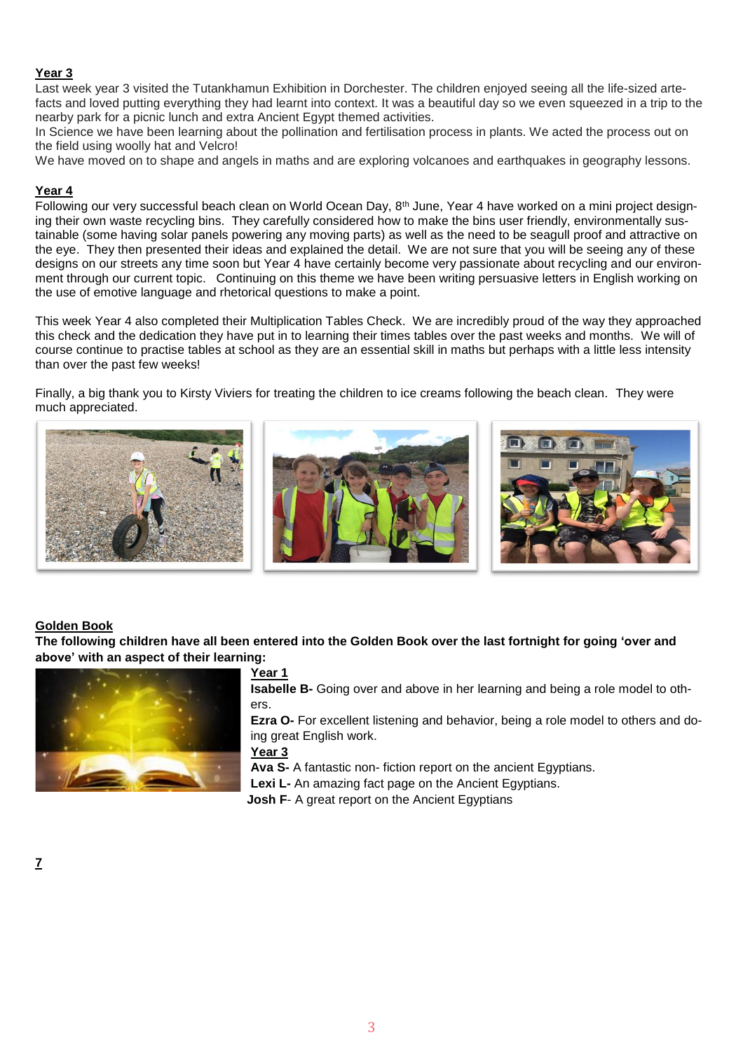**Year 3**

Last week year 3 visited the Tutankhamun Exhibition in Dorchester. The children enjoyed seeing all the life-sized artefacts and loved putting everything they had learnt into context. It was a beautiful day so we even squeezed in a trip to the nearby park for a picnic lunch and extra Ancient Egypt themed activities.

In Science we have been learning about the pollination and fertilisation process in plants. We acted the process out on the field using woolly hat and Velcro!

We have moved on to shape and angels in maths and are exploring volcanoes and earthquakes in geography lessons.

**Year 4**

Following our very successful beach clean on World Ocean Day, 8th June, Year 4 have worked on a mini project designing their own waste recycling bins. They carefully considered how to make the bins user friendly, environmentally sustainable (some having solar panels powering any moving parts) as well as the need to be seagull proof and attractive on the eye. They then presented their ideas and explained the detail. We are not sure that you will be seeing any of these designs on our streets any time soon but Year 4 have certainly become very passionate about recycling and our environment through our current topic. Continuing on this theme we have been writing persuasive letters in English working on the use of emotive language and rhetorical questions to make a point.

This week Year 4 also completed their Multiplication Tables Check. We are incredibly proud of the way they approached this check and the dedication they have put in to learning their times tables over the past weeks and months. We will of course continue to practise tables at school as they are an essential skill in maths but perhaps with a little less intensity than over the past few weeks!

Finally, a big thank you to Kirsty Viviers for treating the children to ice creams following the beach clean. They were much appreciated.

**Golden Book**

**The following children have all been entered into the Golden Book over the last fortnight for going 'over and above' with an aspect of their learning:**

**Year 1**

**Isabelle B-** Going over and above in her learning and being a role model to others.

**Ezra O-** For excellent listening and behavior, being a role model to others and doing great English work.

**Year 3**

**Ava S-** A fantastic non- fiction report on the ancient Egyptians.

**Lexi L-** An amazing fact page on the Ancient Egyptians.

**Josh F**- A great report on the Ancient Egyptians

7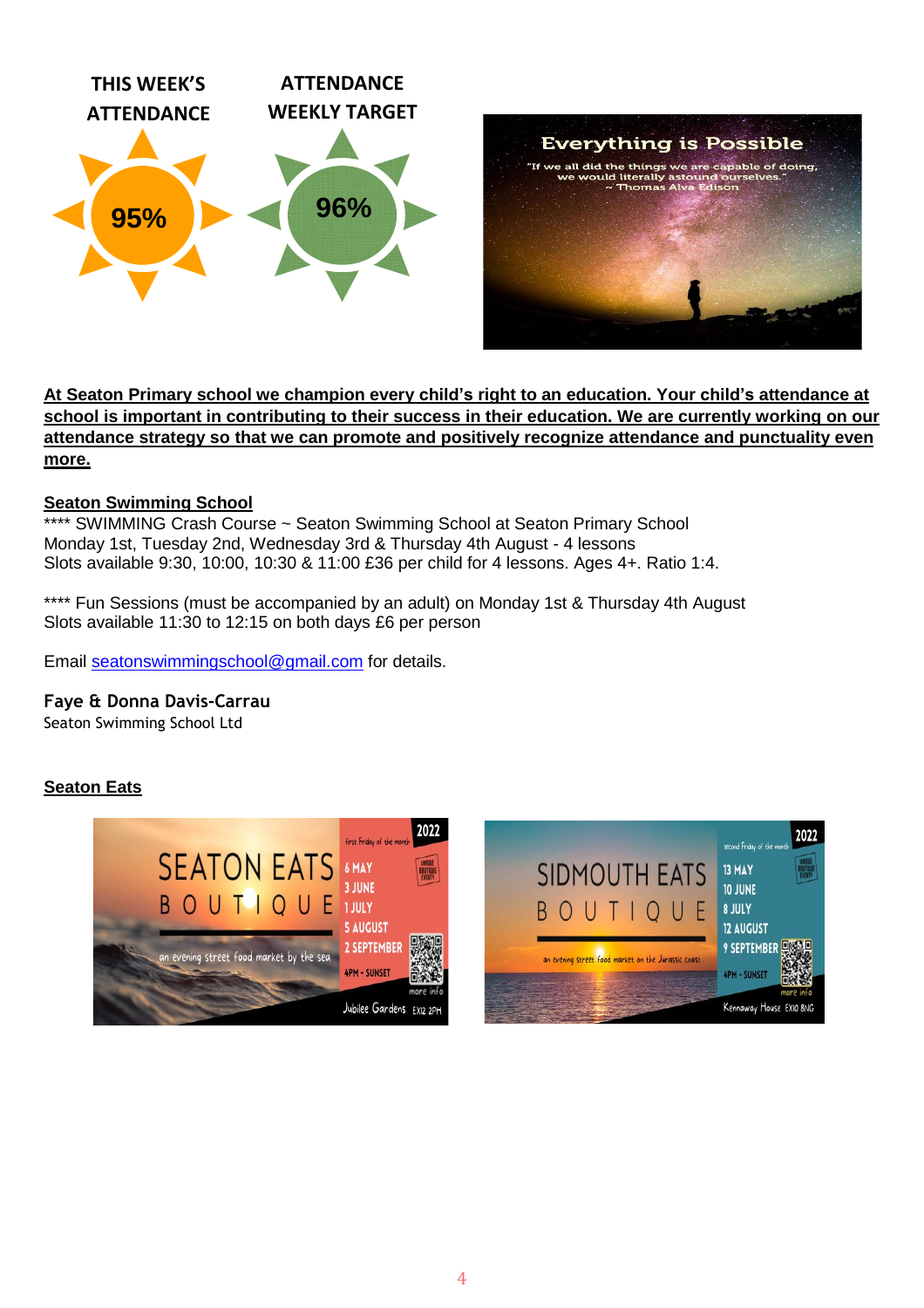THIS WEEK'S ATTENDANCE

95%

ATTENDANCE WEEKLY TARGET

96%

Everything is Possible

"If we all did the things we are capable of doing, we would literally astound ourselves."
~ Thomas Alva Edison

**At Seaton Primary school we champion every child's right to an education. Your child's attendance at school is important in contributing to their success in their education. We are currently working on our attendance strategy so that we can promote and positively recognize attendance and punctuality even more.**

**Seaton Swimming School**

**** SWIMMING Crash Course ~ Seaton Swimming School at Seaton Primary School
Monday 1st, Tuesday 2nd, Wednesday 3rd & Thursday 4th August - 4 lessons
Slots available 9:30, 10:00, 10:30 & 11:00 £36 per child for 4 lessons. Ages 4+. Ratio 1:4.

**** Fun Sessions (must be accompanied by an adult) on Monday 1st & Thursday 4th August
Slots available 11:30 to 12:15 on both days £6 per person

Email seatonswimmingschool@gmail.com for details.

**Faye & Donna Davis-Carrau**
Seaton Swimming School Ltd

**Seaton Eats**

SEATON EATS BOUTIQUE
an evening street food market by the sea
2022
first Friday of the month
6 MAY
3 JUNE
1 JULY
5 AUGUST
2 SEPTEMBER
4PM - SUNSET
more info
Jubilee Gardens EX12 2PH

SIDMOUTH EATS BOUTIQUE
an evening street food market on the Jurassic coast
2022
second Friday of the month
13 MAY
10 JUNE
8 JULY
12 AUGUST
9 SEPTEMBER
4PM - SUNSET
more info
Kennaway House EX10 8NG